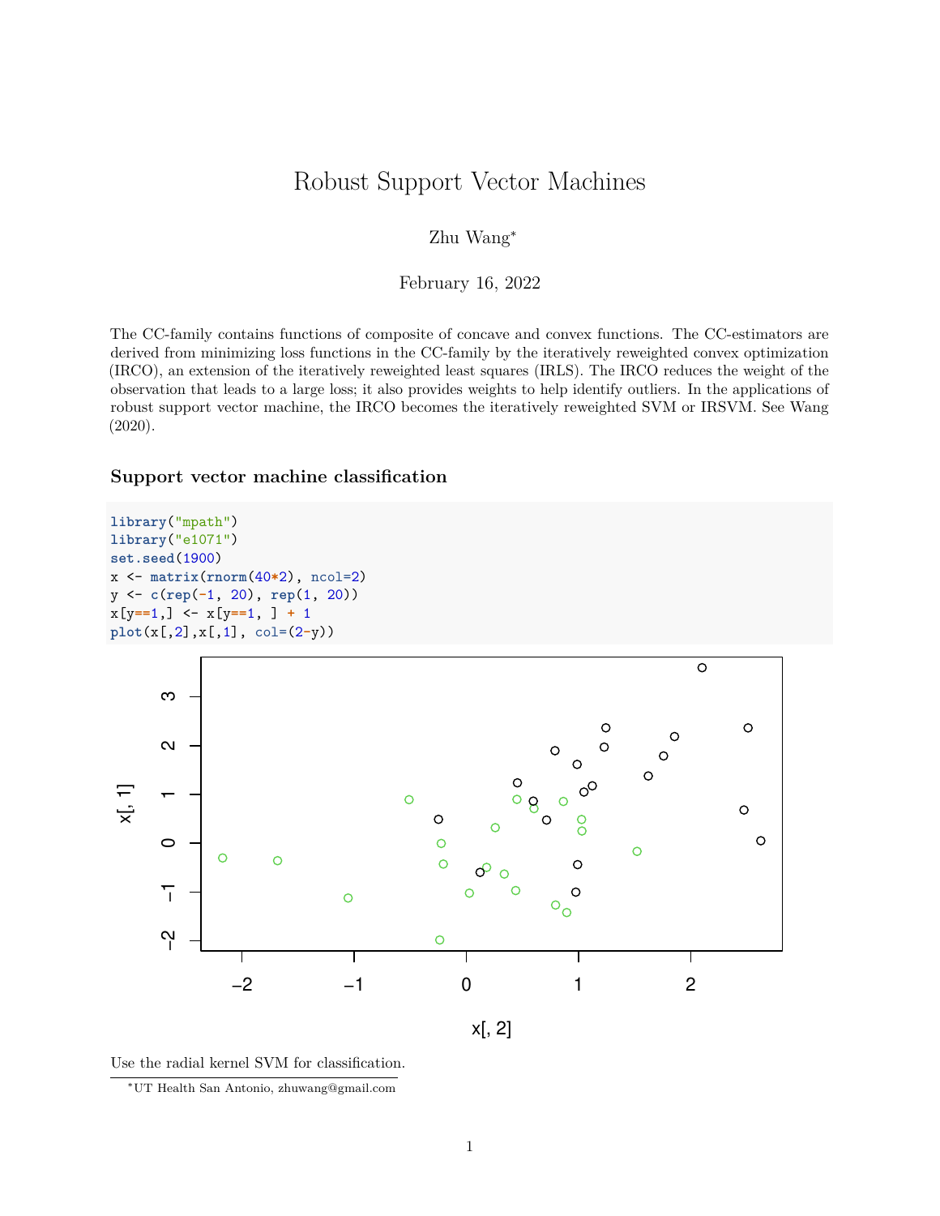# Robust Support Vector Machines

Zhu Wang*

February 16, 2022

The CC-family contains functions of composite of concave and convex functions. The CC-estimators are derived from minimizing loss functions in the CC-family by the iteratively reweighted convex optimization (IRCO), an extension of the iteratively reweighted least squares (IRLS). The IRCO reduces the weight of the observation that leads to a large loss; it also provides weights to help identify outliers. In the applications of robust support vector machine, the IRCO becomes the iteratively reweighted SVM or IRSVM. See Wang (2020).

### Support vector machine classification

```
library("mpath")
library("e1071")
set.seed(1900)
x <- matrix(rnorm(40*2), ncol=2)
y <- c(rep(-1, 20), rep(1, 20))
x[y==1,] <- x[y==1, ] + 1
plot(x[,2],x[,1], col=(2-y))
```

Use the radial kernel SVM for classification.

*UT Health San Antonio, zhuwang@gmail.com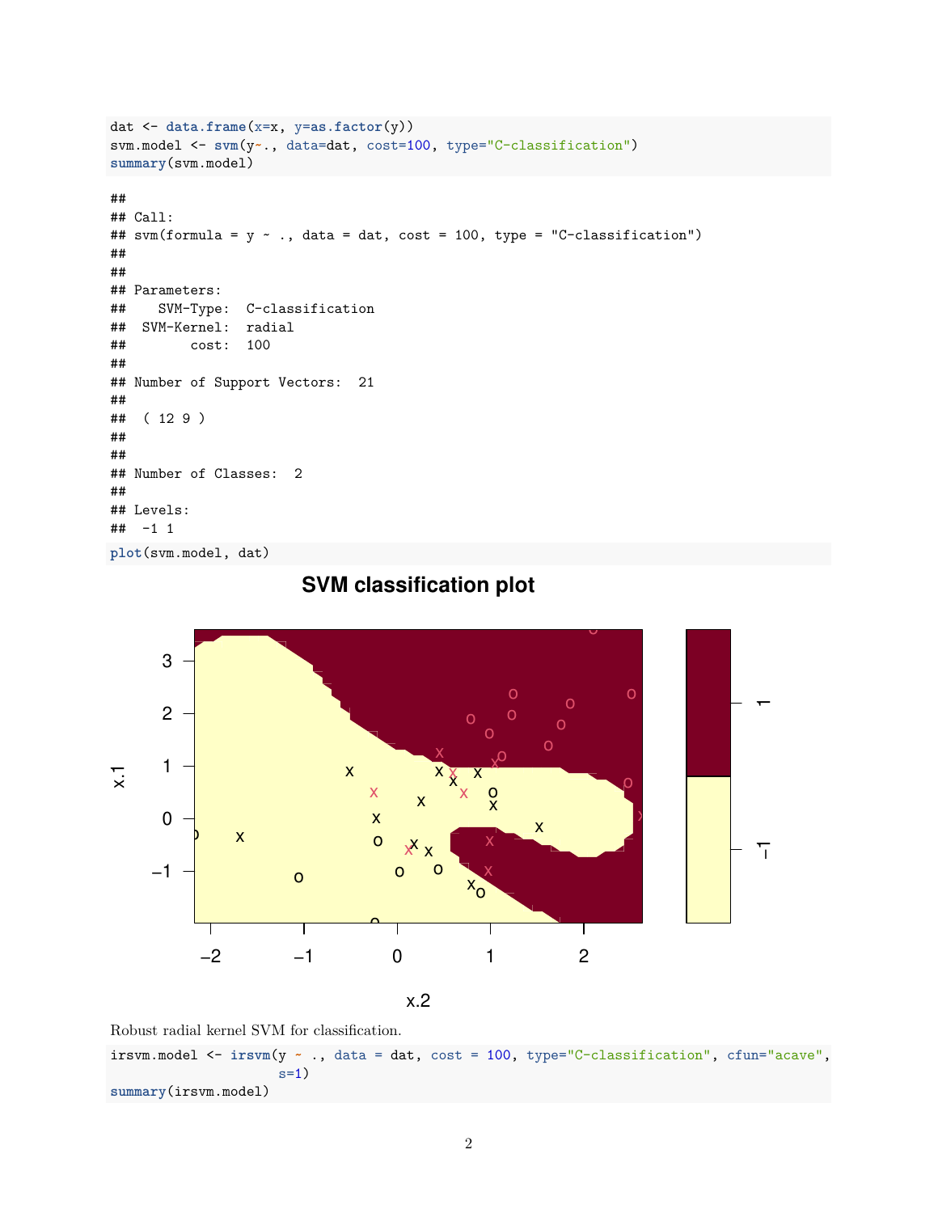```r
dat <- data.frame(x=x, y=as.factor(y))
svm.model <- svm(y~., data=dat, cost=100, type="C-classification")
summary(svm.model)
```

```
##
## Call:
## svm(formula = y ~ ., data = dat, cost = 100, type = "C-classification")
##
##
## Parameters:
##    SVM-Type:  C-classification
##  SVM-Kernel:  radial
##        cost:  100
##
## Number of Support Vectors:  21
##
##  ( 12 9 )
##
##
## Number of Classes:  2
##
## Levels:
##  -1 1
```

```r
plot(svm.model, dat)
```

Robust radial kernel SVM for classification.

```r
irsvm.model <- irsvm(y ~ ., data = dat, cost = 100, type="C-classification", cfun="acave",
                     s=1)
summary(irsvm.model)
```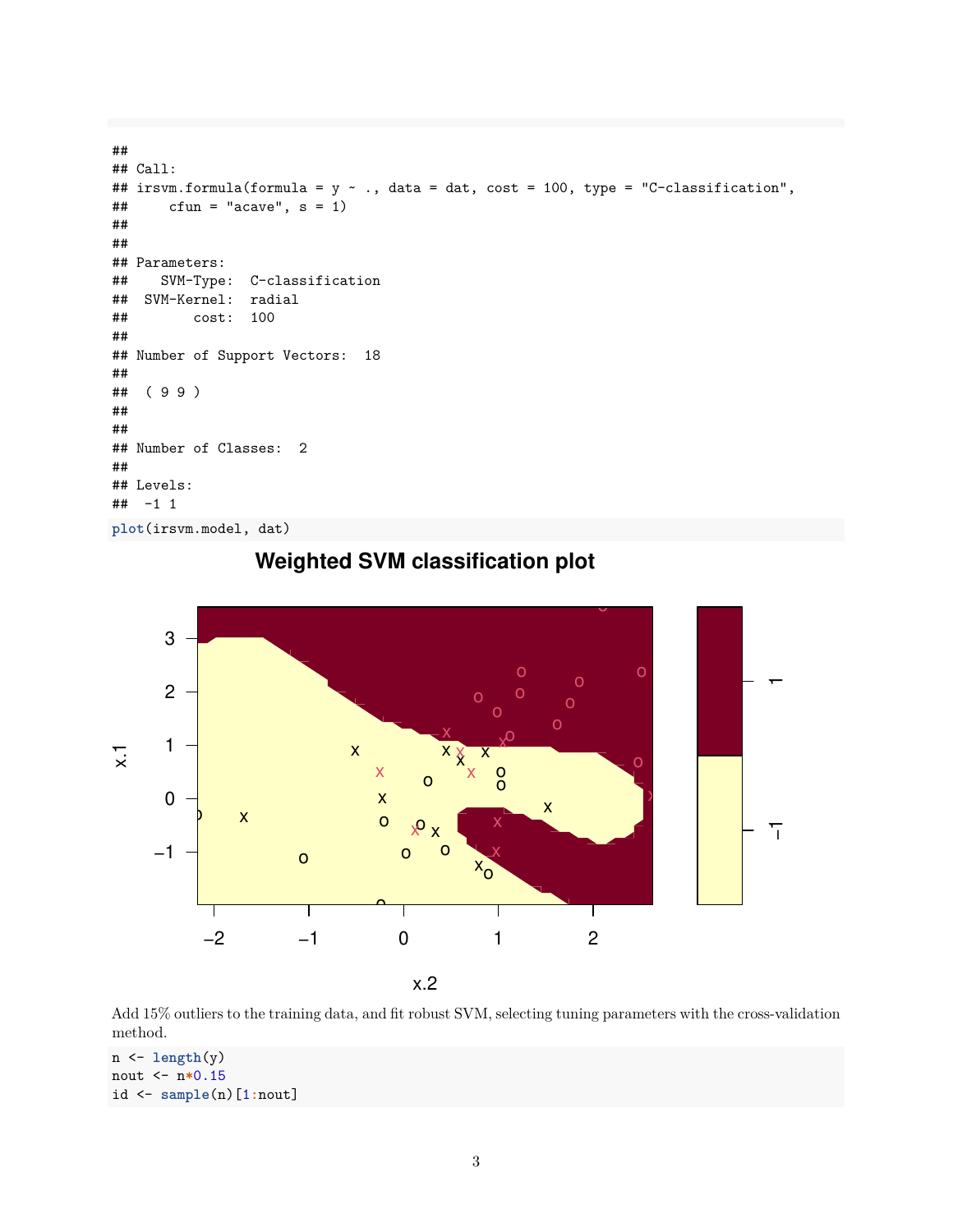```
##
## Call:
## irsvm.formula(formula = y ~ ., data = dat, cost = 100, type = "C-classification",
##     cfun = "acave", s = 1)
##
##
## Parameters:
##    SVM-Type:  C-classification
##  SVM-Kernel:  radial
##        cost:  100
##
## Number of Support Vectors:  18
##
##  ( 9 9 )
##
##
## Number of Classes:  2
##
## Levels:
##  -1 1
```

```
plot(irsvm.model, dat)
```

Add 15% outliers to the training data, and fit robust SVM, selecting tuning parameters with the cross-validation method.

```
n <- length(y)
nout <- n*0.15
id <- sample(n)[1:nout]
```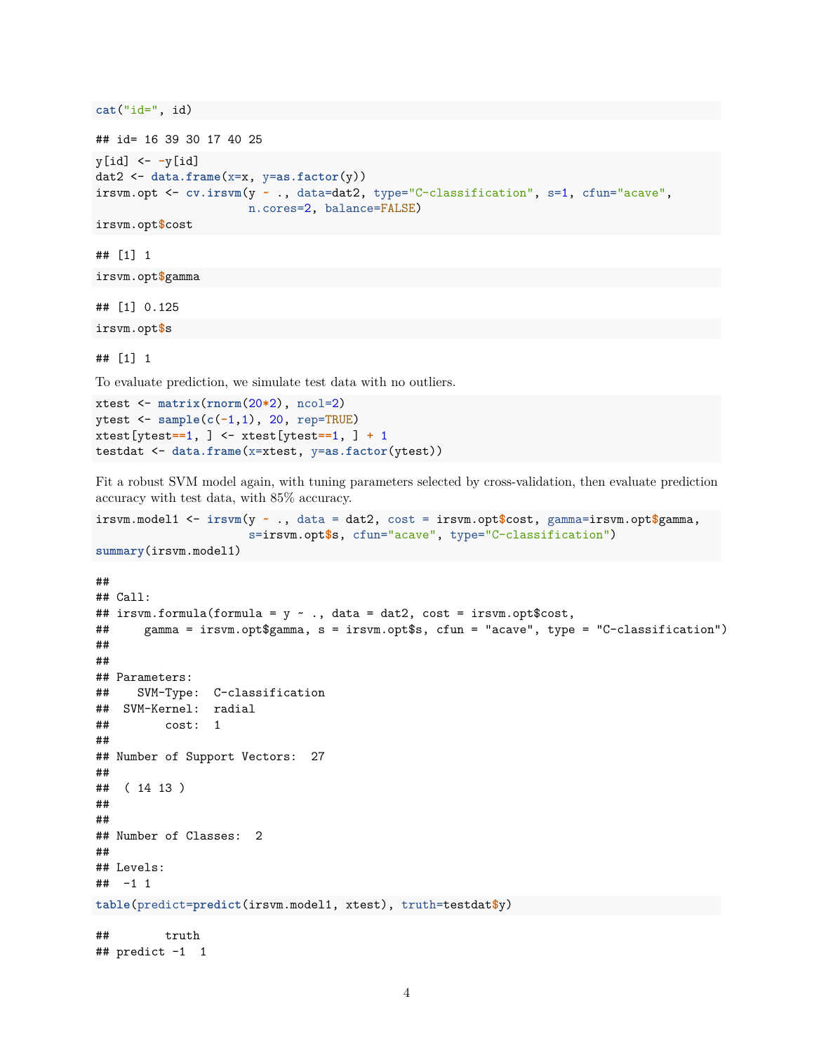```r
cat("id=", id)
```

```
## id= 16 39 30 17 40 25
```

```r
y[id] <- -y[id]
dat2 <- data.frame(x=x, y=as.factor(y))
irsvm.opt <- cv.irsvm(y ~ ., data=dat2, type="C-classification", s=1, cfun="acave",
                      n.cores=2, balance=FALSE)
irsvm.opt$cost
```

```
## [1] 1
```

```r
irsvm.opt$gamma
```

```
## [1] 0.125
```

```r
irsvm.opt$s
```

```
## [1] 1
```

To evaluate prediction, we simulate test data with no outliers.

```r
xtest <- matrix(rnorm(20*2), ncol=2)
ytest <- sample(c(-1,1), 20, rep=TRUE)
xtest[ytest==1, ] <- xtest[ytest==1, ] + 1
testdat <- data.frame(x=xtest, y=as.factor(ytest))
```

Fit a robust SVM model again, with tuning parameters selected by cross-validation, then evaluate prediction accuracy with test data, with 85% accuracy.

```r
irsvm.model1 <- irsvm(y ~ ., data = dat2, cost = irsvm.opt$cost, gamma=irsvm.opt$gamma,
                      s=irsvm.opt$s, cfun="acave", type="C-classification")
summary(irsvm.model1)
```

```
##
## Call:
## irsvm.formula(formula = y ~ ., data = dat2, cost = irsvm.opt$cost,
##     gamma = irsvm.opt$gamma, s = irsvm.opt$s, cfun = "acave", type = "C-classification")
##
##
## Parameters:
##    SVM-Type:  C-classification
##  SVM-Kernel:  radial
##        cost:  1
##
## Number of Support Vectors:  27
##
##  ( 14 13 )
##
##
## Number of Classes:  2
##
## Levels:
##  -1 1
```

```r
table(predict=predict(irsvm.model1, xtest), truth=testdat$y)
```

```
##        truth
## predict -1  1
```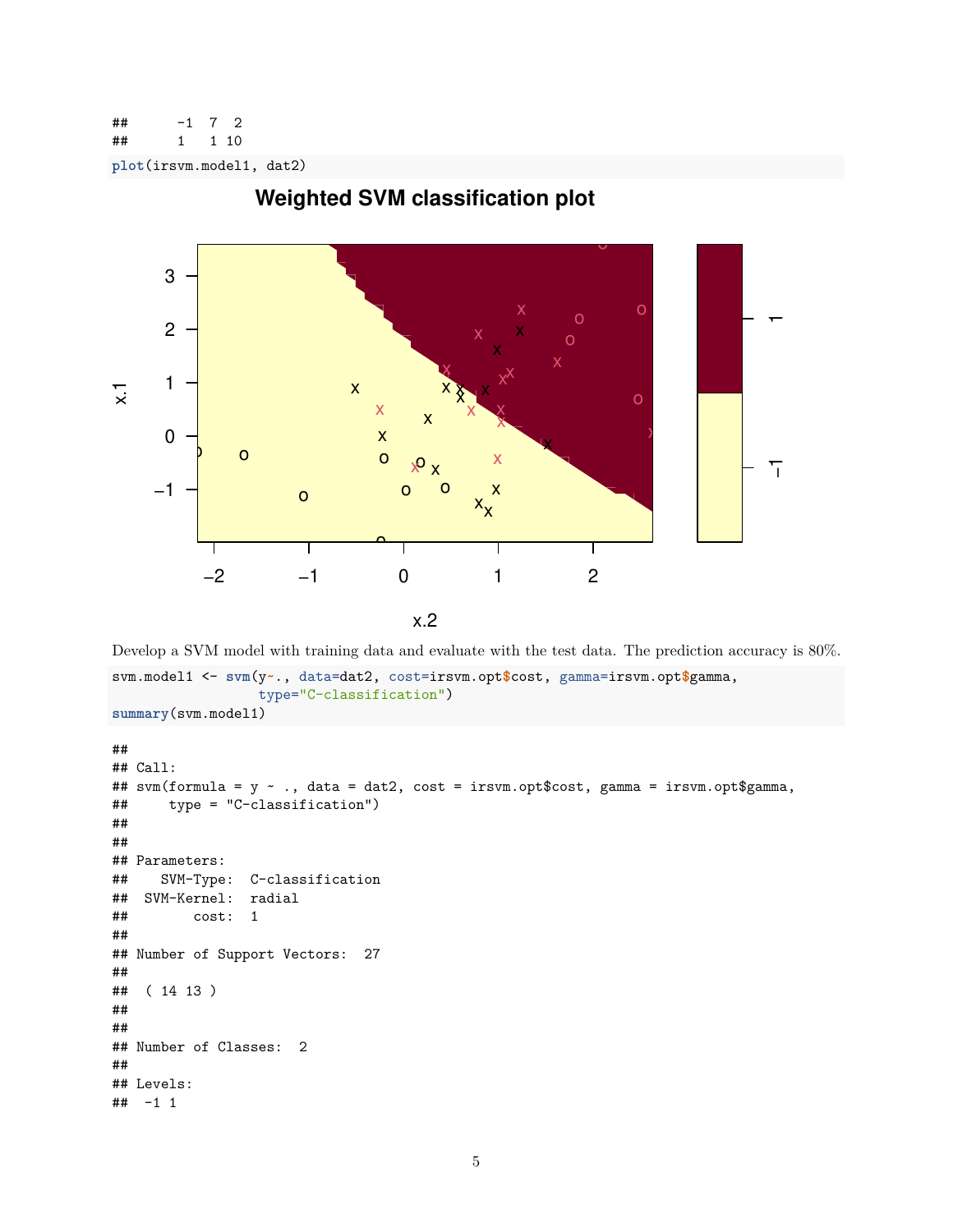```
##      -1  7  2
##      1   1 10
```

```
plot(irsvm.model1, dat2)
```

Develop a SVM model with training data and evaluate with the test data. The prediction accuracy is 80%.

```
svm.model1 <- svm(y~., data=dat2, cost=irsvm.opt$cost, gamma=irsvm.opt$gamma,
                  type="C-classification")
summary(svm.model1)
```

```
##
## Call:
## svm(formula = y ~ ., data = dat2, cost = irsvm.opt$cost, gamma = irsvm.opt$gamma,
##     type = "C-classification")
##
##
## Parameters:
##    SVM-Type:  C-classification
##  SVM-Kernel:  radial
##        cost:  1
##
## Number of Support Vectors:  27
##
##  ( 14 13 )
##
##
## Number of Classes:  2
##
## Levels:
##  -1 1
```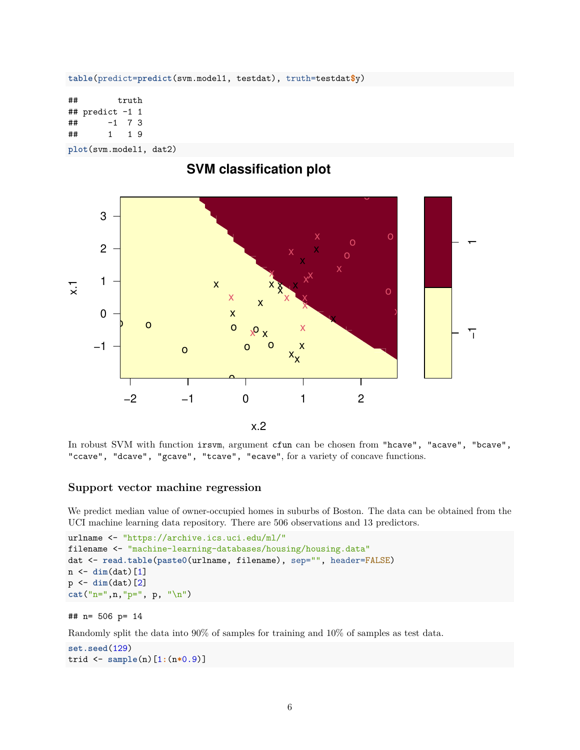```r
table(predict=predict(svm.model1, testdat), truth=testdat$y)
```

```
##        truth
## predict -1 1
##      -1  7 3
##      1   1 9
```

```r
plot(svm.model1, dat2)
```

In robust SVM with function `irsvm`, argument `cfun` can be chosen from `"hcave"`, `"acave"`, `"bcave"`, `"ccave"`, `"dcave"`, `"gcave"`, `"tcave"`, `"ecave"`, for a variety of concave functions.

### Support vector machine regression

We predict median value of owner-occupied homes in suburbs of Boston. The data can be obtained from the UCI machine learning data repository. There are 506 observations and 13 predictors.

```r
urlname <- "https://archive.ics.uci.edu/ml/"
filename <- "machine-learning-databases/housing/housing.data"
dat <- read.table(paste0(urlname, filename), sep="", header=FALSE)
n <- dim(dat)[1]
p <- dim(dat)[2]
cat("n=",n,"p=", p, "\n")
```

```
## n= 506 p= 14
```

Randomly split the data into 90% of samples for training and 10% of samples as test data.

```r
set.seed(129)
trid <- sample(n)[1:(n*0.9)]
```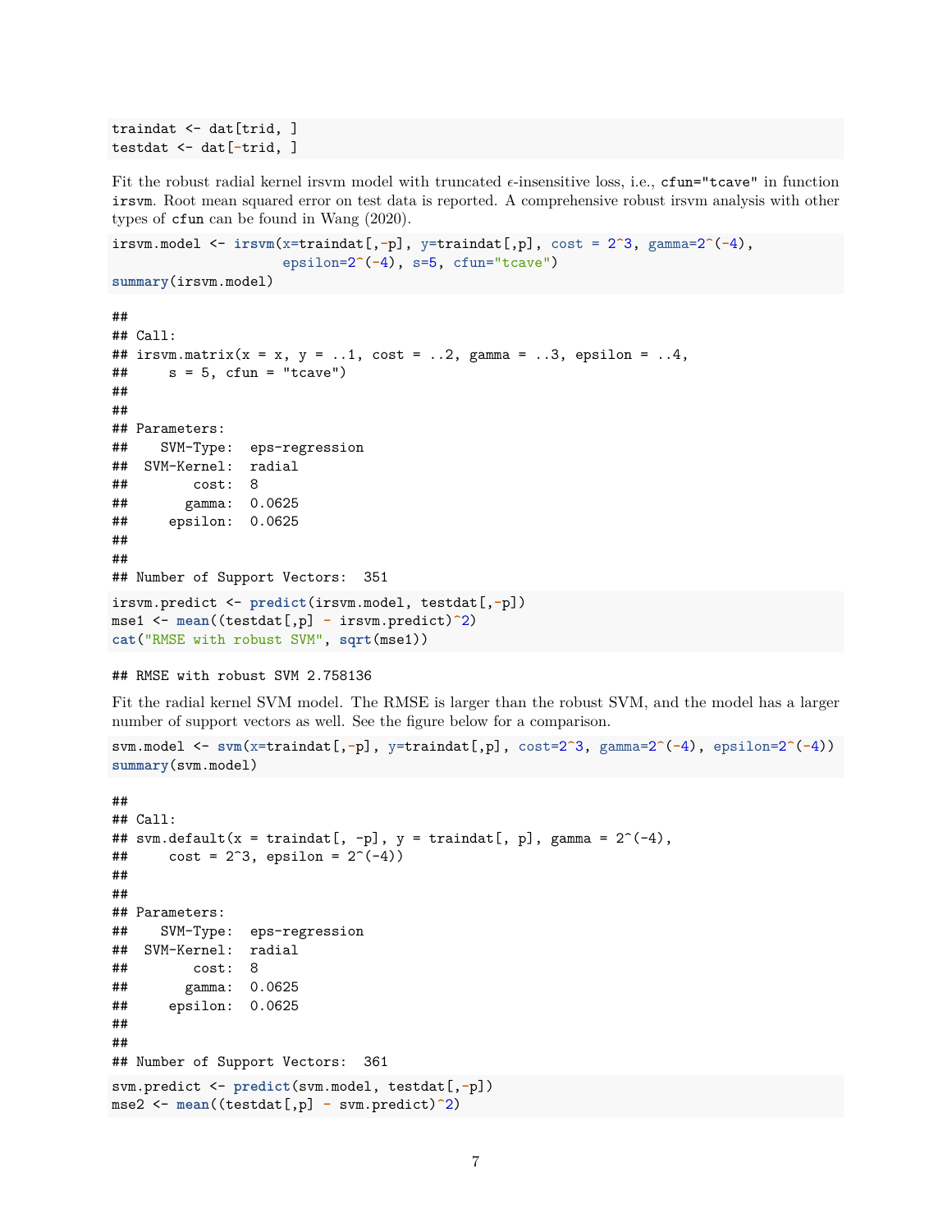```
traindat <- dat[trid, ]
testdat <- dat[-trid, ]
```

Fit the robust radial kernel irsvm model with truncated $\epsilon$-insensitive loss, i.e., `cfun="tcave"` in function `irsvm`. Root mean squared error on test data is reported. A comprehensive robust irsvm analysis with other types of `cfun` can be found in Wang (2020).

```
irsvm.model <- irsvm(x=traindat[,-p], y=traindat[,p], cost = 2^3, gamma=2^(-4),
                     epsilon=2^(-4), s=5, cfun="tcave")
summary(irsvm.model)
```

```
##
## Call:
## irsvm.matrix(x = x, y = ..1, cost = ..2, gamma = ..3, epsilon = ..4,
##     s = 5, cfun = "tcave")
##
##
## Parameters:
##    SVM-Type:  eps-regression
##  SVM-Kernel:  radial
##        cost:  8
##       gamma:  0.0625
##     epsilon:  0.0625
##
##
## Number of Support Vectors:  351
```

```
irsvm.predict <- predict(irsvm.model, testdat[,-p])
mse1 <- mean((testdat[,p] - irsvm.predict)^2)
cat("RMSE with robust SVM", sqrt(mse1))
```

```
## RMSE with robust SVM 2.758136
```

Fit the radial kernel SVM model. The RMSE is larger than the robust SVM, and the model has a larger number of support vectors as well. See the figure below for a comparison.

```
svm.model <- svm(x=traindat[,-p], y=traindat[,p], cost=2^3, gamma=2^(-4), epsilon=2^(-4))
summary(svm.model)
```

```
##
## Call:
## svm.default(x = traindat[, -p], y = traindat[, p], gamma = 2^(-4),
##     cost = 2^3, epsilon = 2^(-4))
##
##
## Parameters:
##    SVM-Type:  eps-regression
##  SVM-Kernel:  radial
##        cost:  8
##       gamma:  0.0625
##     epsilon:  0.0625
##
##
## Number of Support Vectors:  361
```

```
svm.predict <- predict(svm.model, testdat[,-p])
mse2 <- mean((testdat[,p] - svm.predict)^2)
```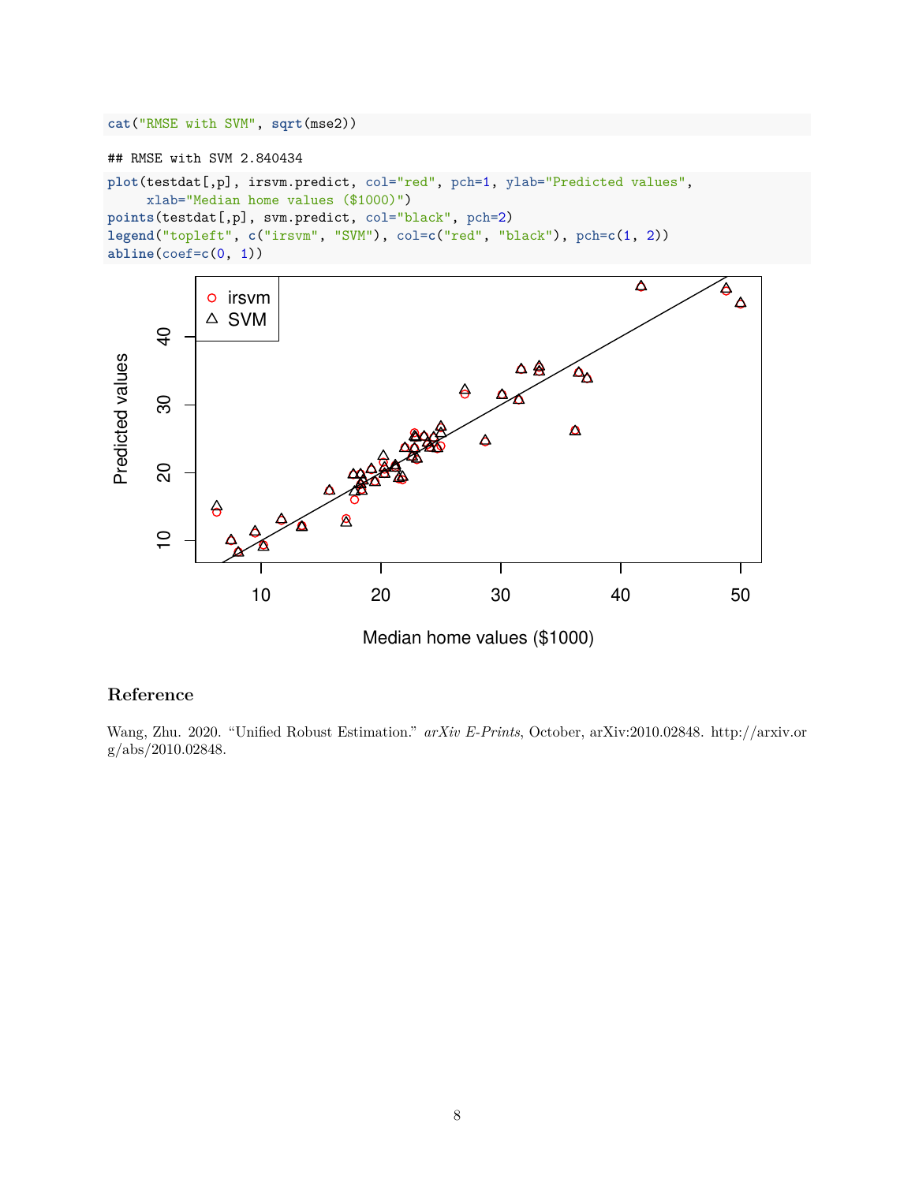```r
cat("RMSE with SVM", sqrt(mse2))
```

```
## RMSE with SVM 2.840434
```

```r
plot(testdat[,p], irsvm.predict, col="red", pch=1, ylab="Predicted values",
     xlab="Median home values ($1000)")
points(testdat[,p], svm.predict, col="black", pch=2)
legend("topleft", c("irsvm", "SVM"), col=c("red", "black"), pch=c(1, 2))
abline(coef=c(0, 1))
```

irsvm
SVM
Predicted values
10
20
30
40
10
20
30
40
50
Median home values ($1000)

### Reference

Wang, Zhu. 2020. "Unified Robust Estimation." *arXiv E-Prints*, October, arXiv:2010.02848. http://arxiv.org/abs/2010.02848.